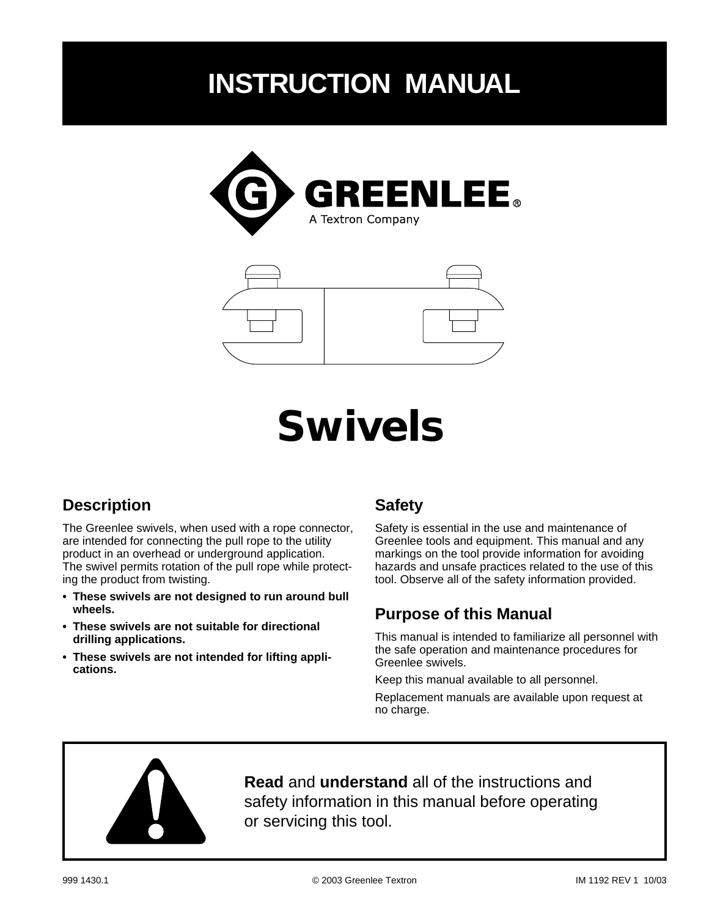# INSTRUCTION MANUAL

GREENLEE®
A Textron Company

# Swivels

## Description

The Greenlee swivels, when used with a rope connector, are intended for connecting the pull rope to the utility product in an overhead or underground application. The swivel permits rotation of the pull rope while protecting the product from twisting.

- **These swivels are not designed to run around bull wheels.**
- **These swivels are not suitable for directional drilling applications.**
- **These swivels are not intended for lifting applications.**

## Safety

Safety is essential in the use and maintenance of Greenlee tools and equipment. This manual and any markings on the tool provide information for avoiding hazards and unsafe practices related to the use of this tool. Observe all of the safety information provided.

## Purpose of this Manual

This manual is intended to familiarize all personnel with the safe operation and maintenance procedures for Greenlee swivels.

Keep this manual available to all personnel.

Replacement manuals are available upon request at no charge.

**Read** and **understand** all of the instructions and safety information in this manual before operating or servicing this tool.

999 1430.1 © 2003 Greenlee Textron IM 1192 REV 1 10/03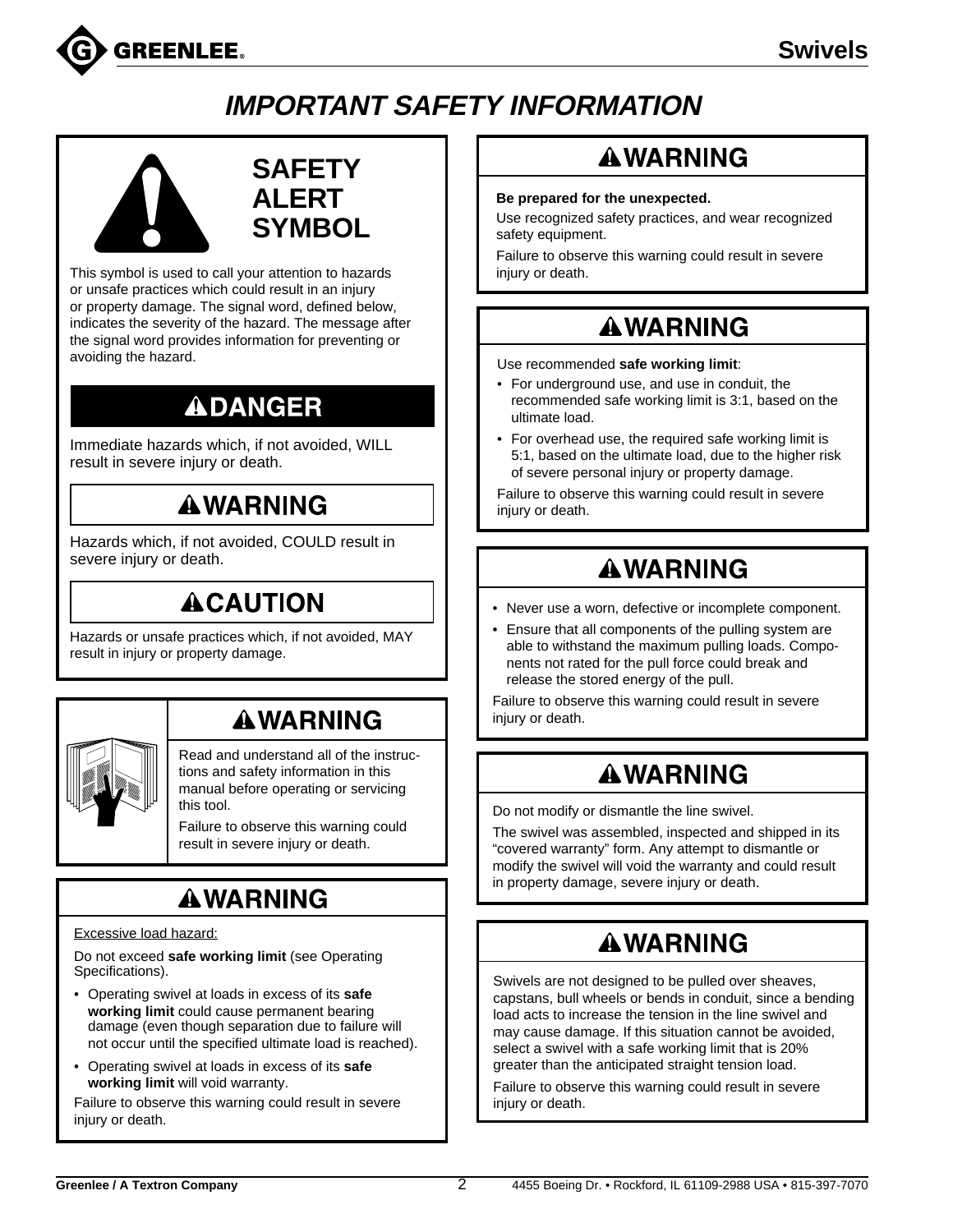# IMPORTANT SAFETY INFORMATION

## SAFETY ALERT SYMBOL

This symbol is used to call your attention to hazards or unsafe practices which could result in an injury or property damage. The signal word, defined below, indicates the severity of the hazard. The message after the signal word provides information for preventing or avoiding the hazard.

### ⚠DANGER

Immediate hazards which, if not avoided, WILL result in severe injury or death.

### ⚠WARNING

Hazards which, if not avoided, COULD result in severe injury or death.

### ⚠CAUTION

Hazards or unsafe practices which, if not avoided, MAY result in injury or property damage.

### ⚠WARNING

Read and understand all of the instructions and safety information in this manual before operating or servicing this tool.

Failure to observe this warning could result in severe injury or death.

### ⚠WARNING

Excessive load hazard:

Do not exceed **safe working limit** (see Operating Specifications).

- Operating swivel at loads in excess of its **safe working limit** could cause permanent bearing damage (even though separation due to failure will not occur until the specified ultimate load is reached).
- Operating swivel at loads in excess of its **safe working limit** will void warranty.

Failure to observe this warning could result in severe injury or death.

### ⚠WARNING

**Be prepared for the unexpected.**

Use recognized safety practices, and wear recognized safety equipment.

Failure to observe this warning could result in severe injury or death.

### ⚠WARNING

Use recommended **safe working limit**:

- For underground use, and use in conduit, the recommended safe working limit is 3:1, based on the ultimate load.
- For overhead use, the required safe working limit is 5:1, based on the ultimate load, due to the higher risk of severe personal injury or property damage.

Failure to observe this warning could result in severe injury or death.

### ⚠WARNING

- Never use a worn, defective or incomplete component.
- Ensure that all components of the pulling system are able to withstand the maximum pulling loads. Components not rated for the pull force could break and release the stored energy of the pull.

Failure to observe this warning could result in severe injury or death.

### ⚠WARNING

Do not modify or dismantle the line swivel.

The swivel was assembled, inspected and shipped in its “covered warranty” form. Any attempt to dismantle or modify the swivel will void the warranty and could result in property damage, severe injury or death.

### ⚠WARNING

Swivels are not designed to be pulled over sheaves, capstans, bull wheels or bends in conduit, since a bending load acts to increase the tension in the line swivel and may cause damage. If this situation cannot be avoided, select a swivel with a safe working limit that is 20% greater than the anticipated straight tension load.

Failure to observe this warning could result in severe injury or death.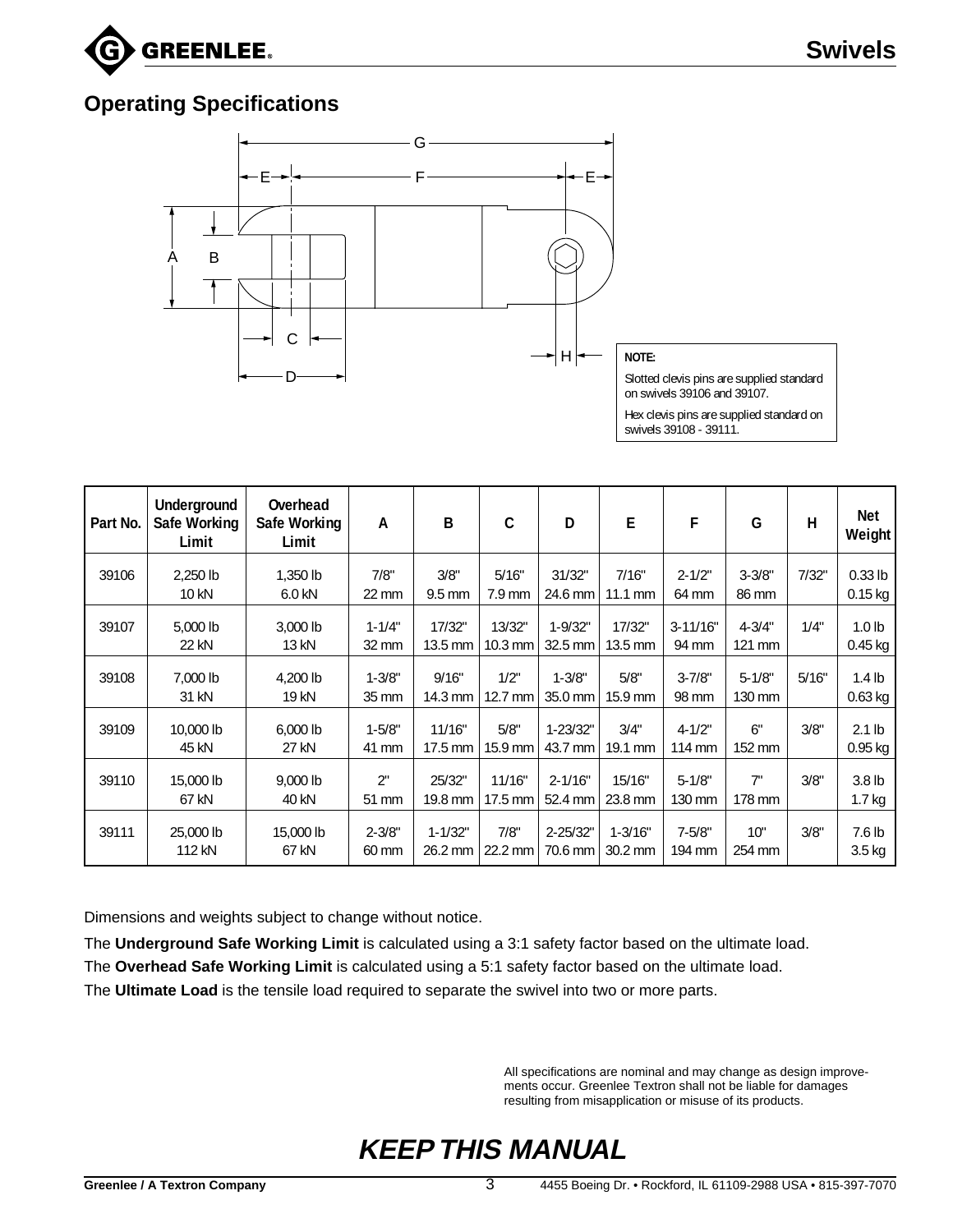## Operating Specifications

**NOTE:**

Slotted clevis pins are supplied standard on swivels 39106 and 39107.

Hex clevis pins are supplied standard on swivels 39108 - 39111.

| Part No. | Underground Safe Working Limit | Overhead Safe Working Limit | A | B | C | D | E | F | G | H | Net Weight |
|---|---|---|---|---|---|---|---|---|---|---|---|
| 39106 | 2,250 lb<br>10 kN | 1,350 lb<br>6.0 kN | 7/8"<br>22 mm | 3/8"<br>9.5 mm | 5/16"<br>7.9 mm | 31/32"<br>24.6 mm | 7/16"<br>11.1 mm | 2-1/2"<br>64 mm | 3-3/8"<br>86 mm | 7/32" | 0.33 lb<br>0.15 kg |
| 39107 | 5,000 lb<br>22 kN | 3,000 lb<br>13 kN | 1-1/4"<br>32 mm | 17/32"<br>13.5 mm | 13/32"<br>10.3 mm | 1-9/32"<br>32.5 mm | 17/32"<br>13.5 mm | 3-11/16"<br>94 mm | 4-3/4"<br>121 mm | 1/4" | 1.0 lb<br>0.45 kg |
| 39108 | 7,000 lb<br>31 kN | 4,200 lb<br>19 kN | 1-3/8"<br>35 mm | 9/16"<br>14.3 mm | 1/2"<br>12.7 mm | 1-3/8"<br>35.0 mm | 5/8"<br>15.9 mm | 3-7/8"<br>98 mm | 5-1/8"<br>130 mm | 5/16" | 1.4 lb<br>0.63 kg |
| 39109 | 10,000 lb<br>45 kN | 6,000 lb<br>27 kN | 1-5/8"<br>41 mm | 11/16"<br>17.5 mm | 5/8"<br>15.9 mm | 1-23/32"<br>43.7 mm | 3/4"<br>19.1 mm | 4-1/2"<br>114 mm | 6"<br>152 mm | 3/8" | 2.1 lb<br>0.95 kg |
| 39110 | 15,000 lb<br>67 kN | 9,000 lb<br>40 kN | 2"<br>51 mm | 25/32"<br>19.8 mm | 11/16"<br>17.5 mm | 2-1/16"<br>52.4 mm | 15/16"<br>23.8 mm | 5-1/8"<br>130 mm | 7"<br>178 mm | 3/8" | 3.8 lb<br>1.7 kg |
| 39111 | 25,000 lb<br>112 kN | 15,000 lb<br>67 kN | 2-3/8"<br>60 mm | 1-1/32"<br>26.2 mm | 7/8"<br>22.2 mm | 2-25/32"<br>70.6 mm | 1-3/16"<br>30.2 mm | 7-5/8"<br>194 mm | 10"<br>254 mm | 3/8" | 7.6 lb<br>3.5 kg |

Dimensions and weights subject to change without notice.

The **Underground Safe Working Limit** is calculated using a 3:1 safety factor based on the ultimate load.

The **Overhead Safe Working Limit** is calculated using a 5:1 safety factor based on the ultimate load.

The **Ultimate Load** is the tensile load required to separate the swivel into two or more parts.

All specifications are nominal and may change as design improvements occur. Greenlee Textron shall not be liable for damages resulting from misapplication or misuse of its products.

***KEEP THIS MANUAL***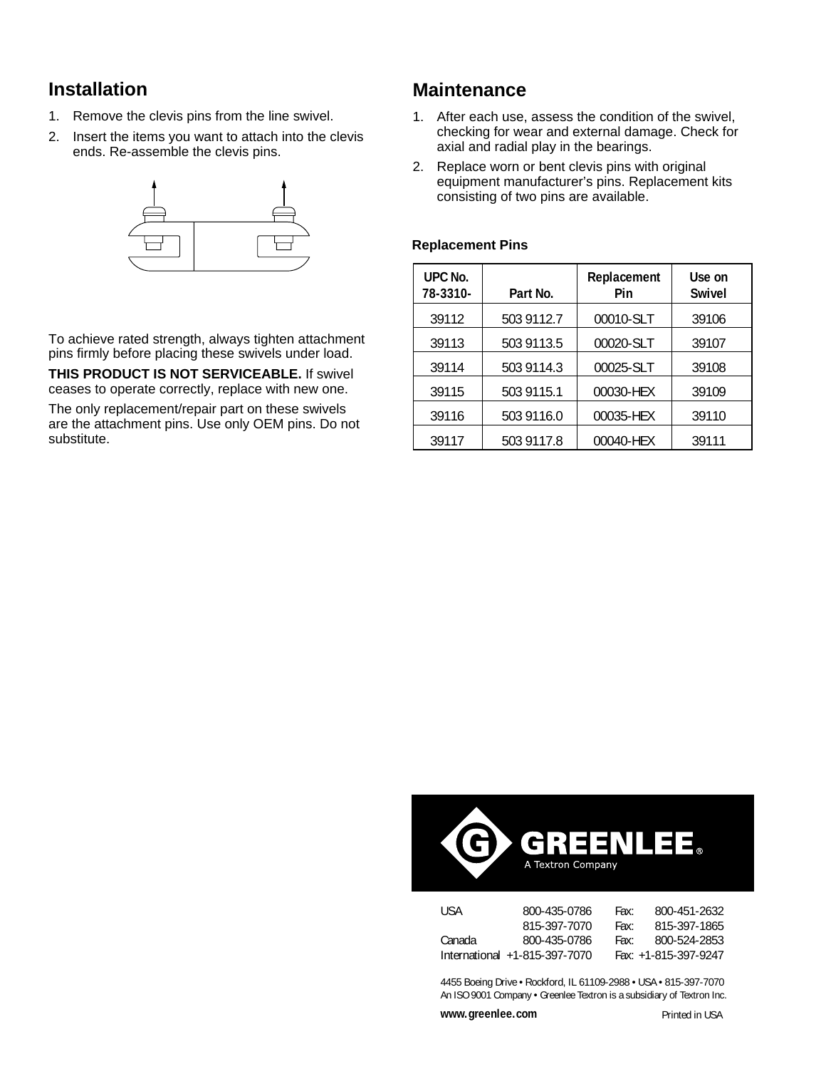## Installation

1. Remove the clevis pins from the line swivel.
2. Insert the items you want to attach into the clevis ends. Re-assemble the clevis pins.

To achieve rated strength, always tighten attachment pins firmly before placing these swivels under load.

**THIS PRODUCT IS NOT SERVICEABLE.** If swivel ceases to operate correctly, replace with new one.

The only replacement/repair part on these swivels are the attachment pins. Use only OEM pins. Do not substitute.

## Maintenance

1. After each use, assess the condition of the swivel, checking for wear and external damage. Check for axial and radial play in the bearings.
2. Replace worn or bent clevis pins with original equipment manufacturer's pins. Replacement kits consisting of two pins are available.

### Replacement Pins

| UPC No. 78-3310- | Part No. | Replacement Pin | Use on Swivel |
|---|---|---|---|
| 39112 | 503 9112.7 | 00010-SLT | 39106 |
| 39113 | 503 9113.5 | 00020-SLT | 39107 |
| 39114 | 503 9114.3 | 00025-SLT | 39108 |
| 39115 | 503 9115.1 | 00030-HEX | 39109 |
| 39116 | 503 9116.0 | 00035-HEX | 39110 |
| 39117 | 503 9117.8 | 00040-HEX | 39111 |

GREENLEE®
A Textron Company

| | | | |
|---|---|---|---|
| USA | 800-435-0786 | Fax: | 800-451-2632 |
| | 815-397-7070 | Fax: | 815-397-1865 |
| Canada | 800-435-0786 | Fax: | 800-524-2853 |
| International | +1-815-397-7070 | Fax: | +1-815-397-9247 |

4455 Boeing Drive • Rockford, IL 61109-2988 • USA • 815-397-7070
An ISO 9001 Company • Greenlee Textron is a subsidiary of Textron Inc.

www.greenlee.com

Printed in USA